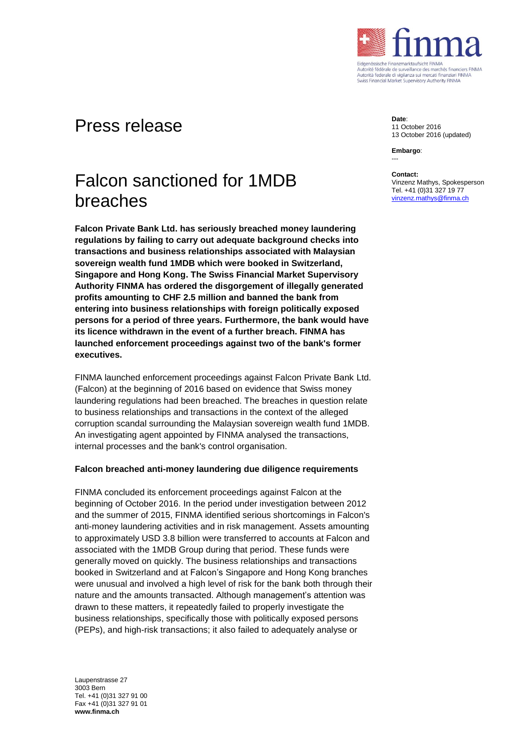# Press release

**Date**:
11 October 2016
13 October 2016 (updated)

**Embargo**:
---

**Contact:**
Vinzenz Mathys, Spokesperson
Tel. +41 (0)31 327 19 77
vinzenz.mathys@finma.ch

# Falcon sanctioned for 1MDB breaches

**Falcon Private Bank Ltd. has seriously breached money laundering regulations by failing to carry out adequate background checks into transactions and business relationships associated with Malaysian sovereign wealth fund 1MDB which were booked in Switzerland, Singapore and Hong Kong. The Swiss Financial Market Supervisory Authority FINMA has ordered the disgorgement of illegally generated profits amounting to CHF 2.5 million and banned the bank from entering into business relationships with foreign politically exposed persons for a period of three years. Furthermore, the bank would have its licence withdrawn in the event of a further breach. FINMA has launched enforcement proceedings against two of the bank's former executives.**

FINMA launched enforcement proceedings against Falcon Private Bank Ltd. (Falcon) at the beginning of 2016 based on evidence that Swiss money laundering regulations had been breached. The breaches in question relate to business relationships and transactions in the context of the alleged corruption scandal surrounding the Malaysian sovereign wealth fund 1MDB. An investigating agent appointed by FINMA analysed the transactions, internal processes and the bank's control organisation.

## Falcon breached anti-money laundering due diligence requirements

FINMA concluded its enforcement proceedings against Falcon at the beginning of October 2016. In the period under investigation between 2012 and the summer of 2015, FINMA identified serious shortcomings in Falcon's anti-money laundering activities and in risk management. Assets amounting to approximately USD 3.8 billion were transferred to accounts at Falcon and associated with the 1MDB Group during that period. These funds were generally moved on quickly. The business relationships and transactions booked in Switzerland and at Falcon's Singapore and Hong Kong branches were unusual and involved a high level of risk for the bank both through their nature and the amounts transacted. Although management's attention was drawn to these matters, it repeatedly failed to properly investigate the business relationships, specifically those with politically exposed persons (PEPs), and high-risk transactions; it also failed to adequately analyse or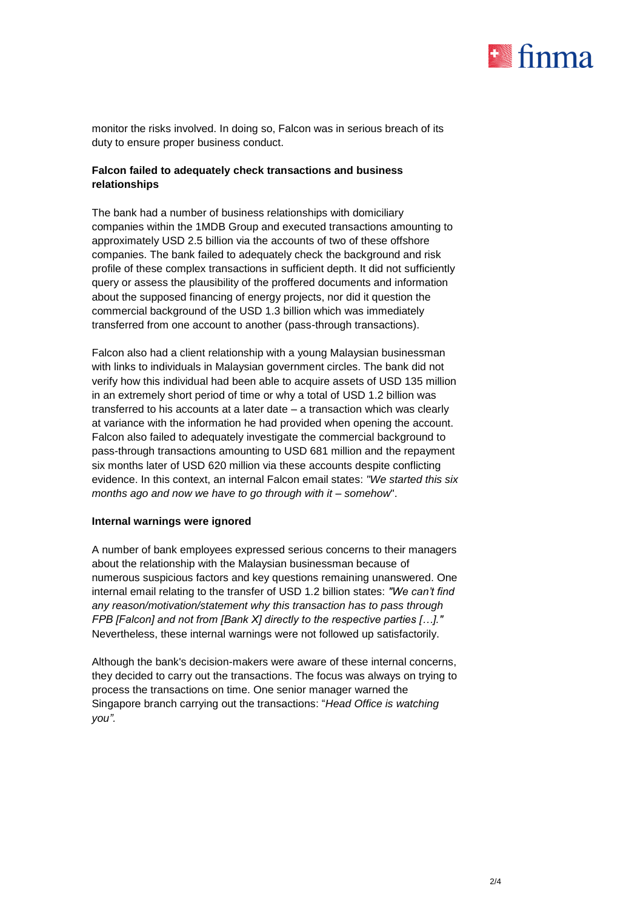monitor the risks involved. In doing so, Falcon was in serious breach of its duty to ensure proper business conduct.

**Falcon failed to adequately check transactions and business relationships**

The bank had a number of business relationships with domiciliary companies within the 1MDB Group and executed transactions amounting to approximately USD 2.5 billion via the accounts of two of these offshore companies. The bank failed to adequately check the background and risk profile of these complex transactions in sufficient depth. It did not sufficiently query or assess the plausibility of the proffered documents and information about the supposed financing of energy projects, nor did it question the commercial background of the USD 1.3 billion which was immediately transferred from one account to another (pass-through transactions).

Falcon also had a client relationship with a young Malaysian businessman with links to individuals in Malaysian government circles. The bank did not verify how this individual had been able to acquire assets of USD 135 million in an extremely short period of time or why a total of USD 1.2 billion was transferred to his accounts at a later date – a transaction which was clearly at variance with the information he had provided when opening the account. Falcon also failed to adequately investigate the commercial background to pass-through transactions amounting to USD 681 million and the repayment six months later of USD 620 million via these accounts despite conflicting evidence. In this context, an internal Falcon email states: *"We started this six months ago and now we have to go through with it – somehow*".

**Internal warnings were ignored**

A number of bank employees expressed serious concerns to their managers about the relationship with the Malaysian businessman because of numerous suspicious factors and key questions remaining unanswered. One internal email relating to the transfer of USD 1.2 billion states: *"We can't find any reason/motivation/statement why this transaction has to pass through FPB [Falcon] and not from [Bank X] directly to the respective parties […]."* Nevertheless, these internal warnings were not followed up satisfactorily.

Although the bank's decision-makers were aware of these internal concerns, they decided to carry out the transactions. The focus was always on trying to process the transactions on time. One senior manager warned the Singapore branch carrying out the transactions: "*Head Office is watching you"*.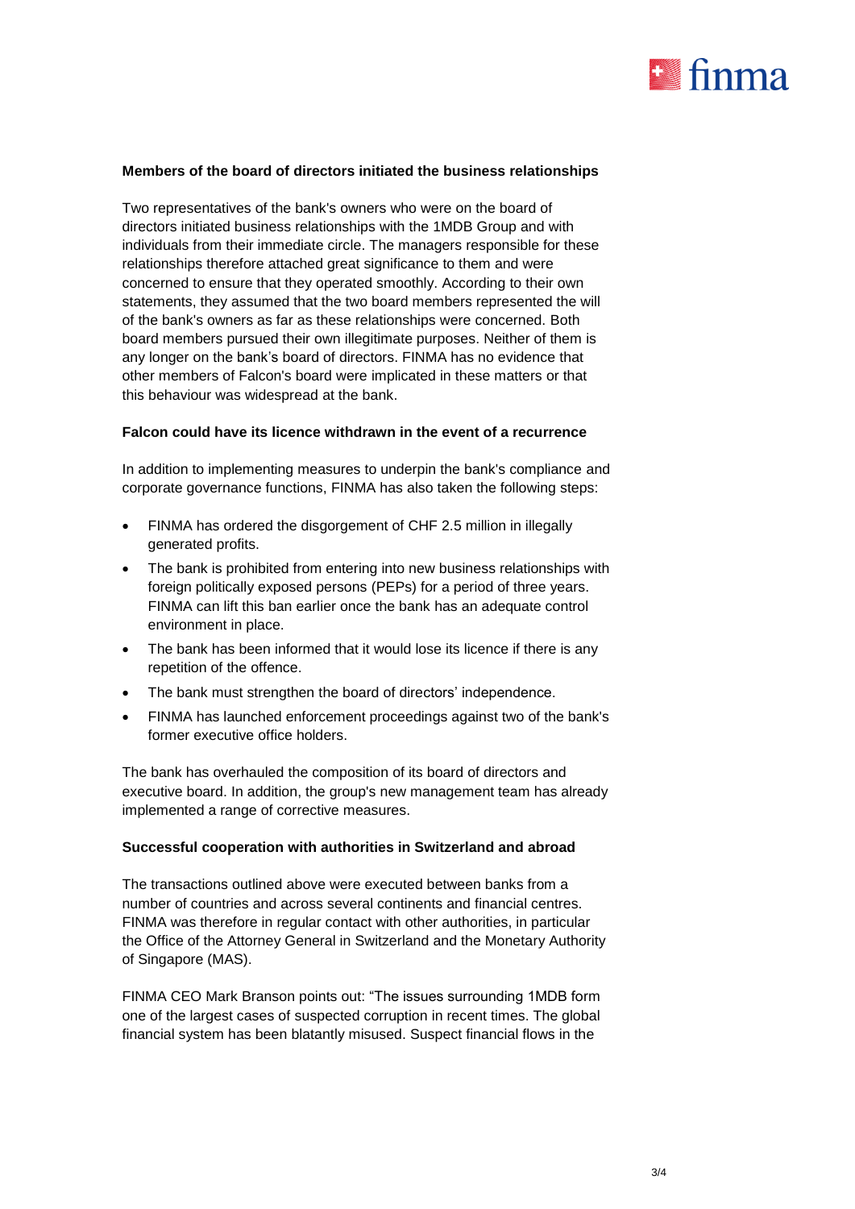**Members of the board of directors initiated the business relationships**

Two representatives of the bank's owners who were on the board of directors initiated business relationships with the 1MDB Group and with individuals from their immediate circle. The managers responsible for these relationships therefore attached great significance to them and were concerned to ensure that they operated smoothly. According to their own statements, they assumed that the two board members represented the will of the bank's owners as far as these relationships were concerned. Both board members pursued their own illegitimate purposes. Neither of them is any longer on the bank's board of directors. FINMA has no evidence that other members of Falcon's board were implicated in these matters or that this behaviour was widespread at the bank.

**Falcon could have its licence withdrawn in the event of a recurrence**

In addition to implementing measures to underpin the bank's compliance and corporate governance functions, FINMA has also taken the following steps:

- FINMA has ordered the disgorgement of CHF 2.5 million in illegally generated profits.
- The bank is prohibited from entering into new business relationships with foreign politically exposed persons (PEPs) for a period of three years. FINMA can lift this ban earlier once the bank has an adequate control environment in place.
- The bank has been informed that it would lose its licence if there is any repetition of the offence.
- The bank must strengthen the board of directors' independence.
- FINMA has launched enforcement proceedings against two of the bank's former executive office holders.

The bank has overhauled the composition of its board of directors and executive board. In addition, the group's new management team has already implemented a range of corrective measures.

**Successful cooperation with authorities in Switzerland and abroad**

The transactions outlined above were executed between banks from a number of countries and across several continents and financial centres. FINMA was therefore in regular contact with other authorities, in particular the Office of the Attorney General in Switzerland and the Monetary Authority of Singapore (MAS).

FINMA CEO Mark Branson points out: "The issues surrounding 1MDB form one of the largest cases of suspected corruption in recent times. The global financial system has been blatantly misused. Suspect financial flows in the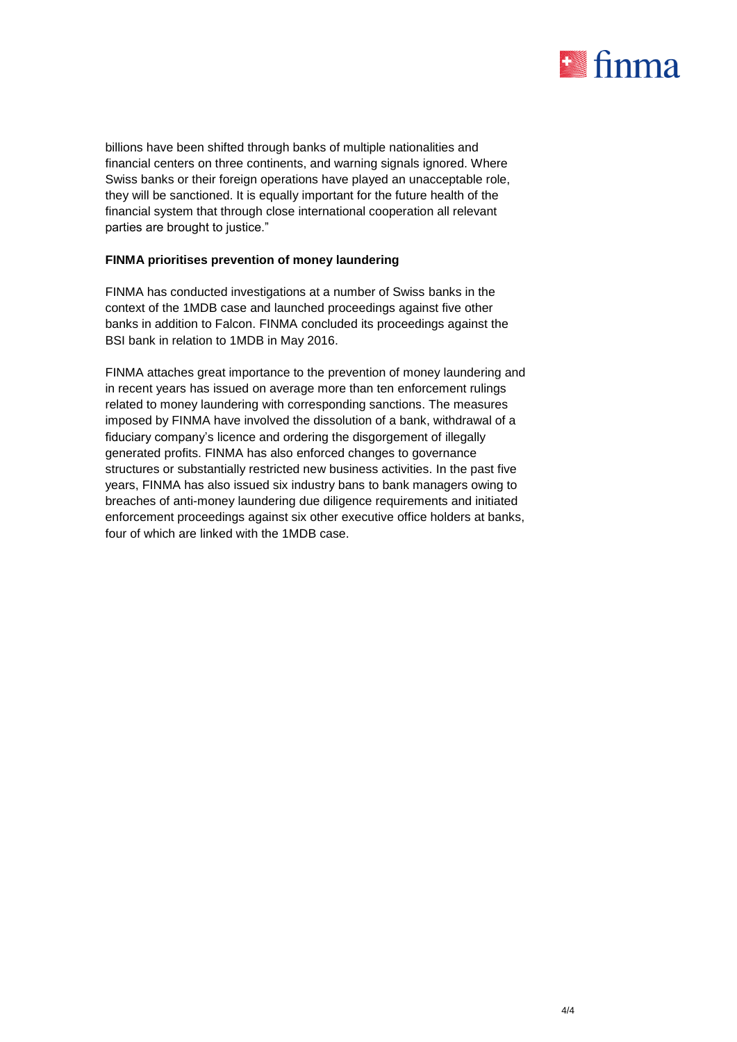billions have been shifted through banks of multiple nationalities and financial centers on three continents, and warning signals ignored. Where Swiss banks or their foreign operations have played an unacceptable role, they will be sanctioned. It is equally important for the future health of the financial system that through close international cooperation all relevant parties are brought to justice."

**FINMA prioritises prevention of money laundering**

FINMA has conducted investigations at a number of Swiss banks in the context of the 1MDB case and launched proceedings against five other banks in addition to Falcon. FINMA concluded its proceedings against the BSI bank in relation to 1MDB in May 2016.

FINMA attaches great importance to the prevention of money laundering and in recent years has issued on average more than ten enforcement rulings related to money laundering with corresponding sanctions. The measures imposed by FINMA have involved the dissolution of a bank, withdrawal of a fiduciary company's licence and ordering the disgorgement of illegally generated profits. FINMA has also enforced changes to governance structures or substantially restricted new business activities. In the past five years, FINMA has also issued six industry bans to bank managers owing to breaches of anti-money laundering due diligence requirements and initiated enforcement proceedings against six other executive office holders at banks, four of which are linked with the 1MDB case.